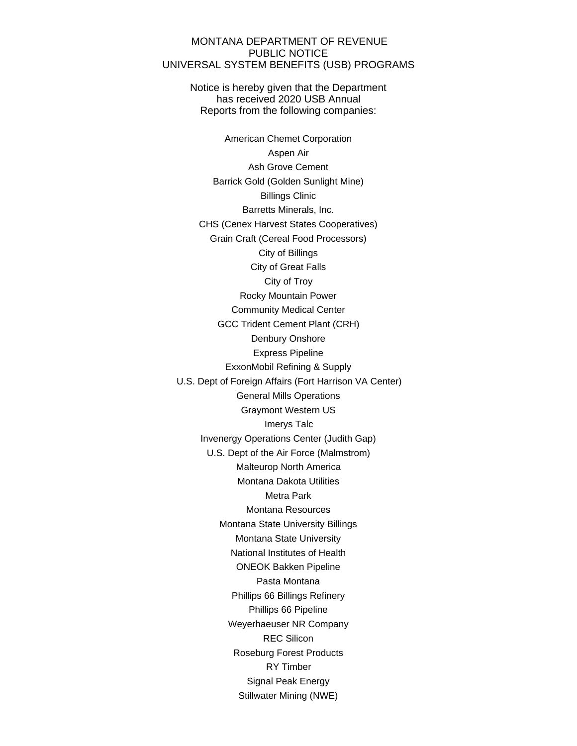MONTANA DEPARTMENT OF REVENUE
PUBLIC NOTICE
UNIVERSAL SYSTEM BENEFITS (USB) PROGRAMS

Notice is hereby given that the Department has received 2020 USB Annual Reports from the following companies:

American Chemet Corporation
Aspen Air
Ash Grove Cement
Barrick Gold (Golden Sunlight Mine)
Billings Clinic
Barretts Minerals, Inc.
CHS (Cenex Harvest States Cooperatives)
Grain Craft (Cereal Food Processors)
City of Billings
City of Great Falls
City of Troy
Rocky Mountain Power
Community Medical Center
GCC Trident Cement Plant (CRH)
Denbury Onshore
Express Pipeline
ExxonMobil Refining & Supply
U.S. Dept of Foreign Affairs (Fort Harrison VA Center)
General Mills Operations
Graymont Western US
Imerys Talc
Invenergy Operations Center (Judith Gap)
U.S. Dept of the Air Force (Malmstrom)
Malteurop North America
Montana Dakota Utilities
Metra Park
Montana Resources
Montana State University Billings
Montana State University
National Institutes of Health
ONEOK Bakken Pipeline
Pasta Montana
Phillips 66 Billings Refinery
Phillips 66 Pipeline
Weyerhaeuser NR Company
REC Silicon
Roseburg Forest Products
RY Timber
Signal Peak Energy
Stillwater Mining (NWE)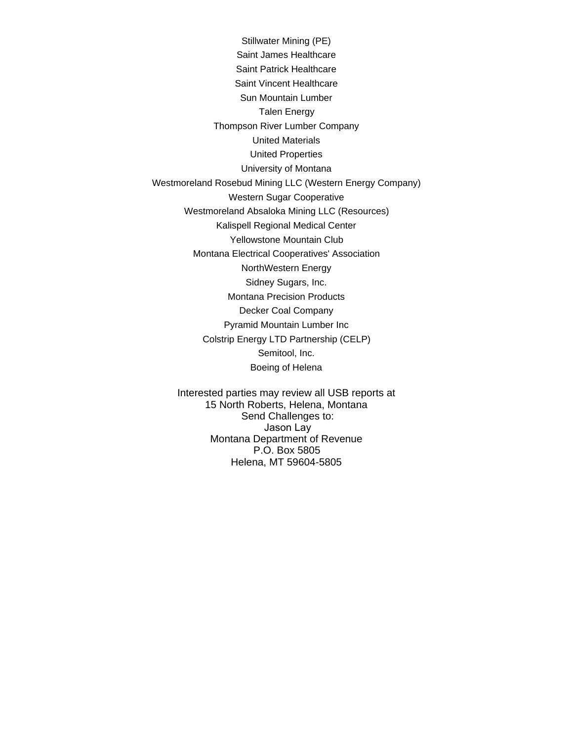Stillwater Mining (PE)
Saint James Healthcare
Saint Patrick Healthcare
Saint Vincent Healthcare
Sun Mountain Lumber
Talen Energy
Thompson River Lumber Company
United Materials
United Properties
University of Montana
Westmoreland Rosebud Mining LLC (Western Energy Company)
Western Sugar Cooperative
Westmoreland Absaloka Mining LLC (Resources)
Kalispell Regional Medical Center
Yellowstone Mountain Club
Montana Electrical Cooperatives' Association
NorthWestern Energy
Sidney Sugars, Inc.
Montana Precision Products
Decker Coal Company
Pyramid Mountain Lumber Inc
Colstrip Energy LTD Partnership (CELP)
Semitool, Inc.
Boeing of Helena

Interested parties may review all USB reports at
15 North Roberts, Helena, Montana
Send Challenges to:
Jason Lay
Montana Department of Revenue
P.O. Box 5805
Helena, MT 59604-5805